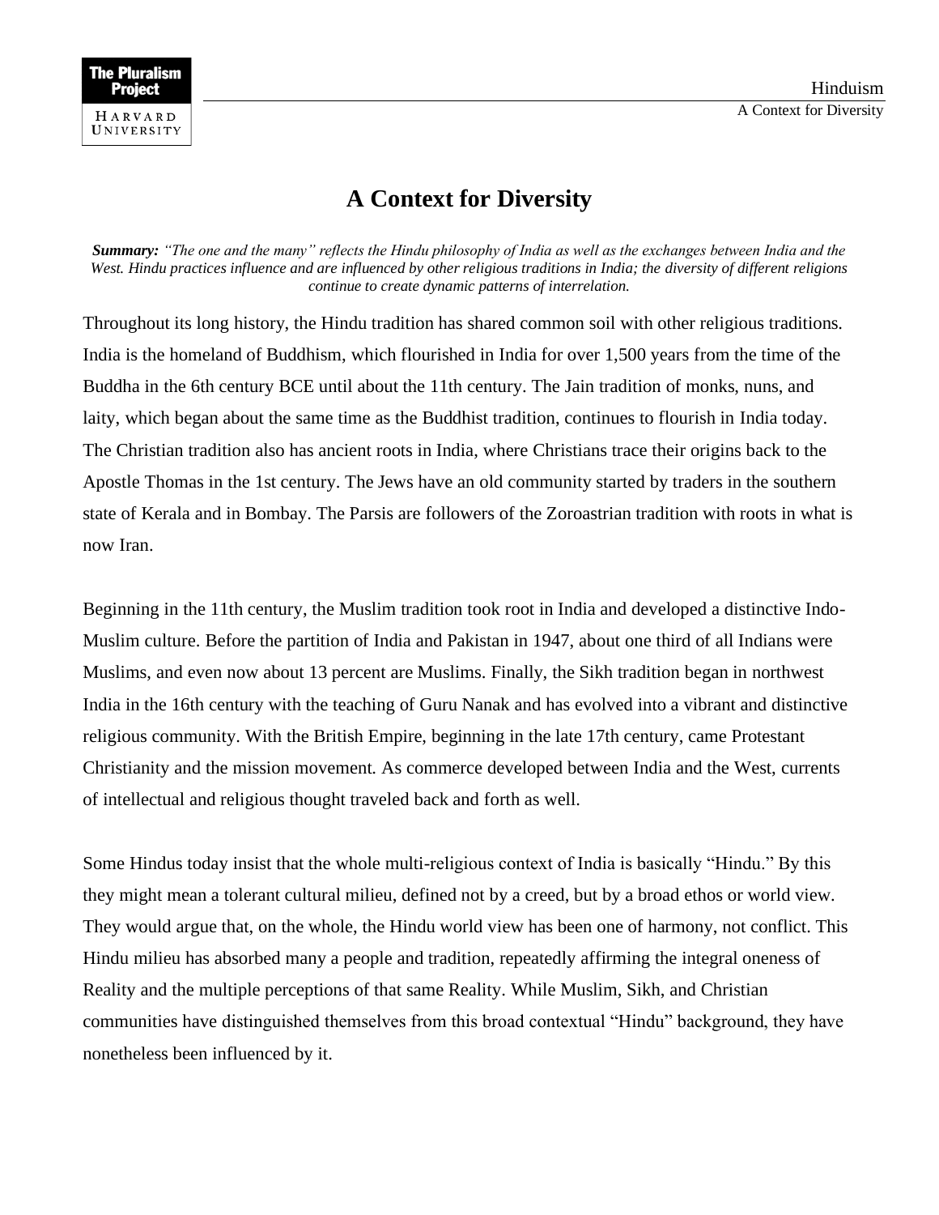# A Context for Diversity

***Summary:*** *"The one and the many" reflects the Hindu philosophy of India as well as the exchanges between India and the West. Hindu practices influence and are influenced by other religious traditions in India; the diversity of different religions continue to create dynamic patterns of interrelation.*

Throughout its long history, the Hindu tradition has shared common soil with other religious traditions. India is the homeland of Buddhism, which flourished in India for over 1,500 years from the time of the Buddha in the 6th century BCE until about the 11th century. The Jain tradition of monks, nuns, and laity, which began about the same time as the Buddhist tradition, continues to flourish in India today. The Christian tradition also has ancient roots in India, where Christians trace their origins back to the Apostle Thomas in the 1st century. The Jews have an old community started by traders in the southern state of Kerala and in Bombay. The Parsis are followers of the Zoroastrian tradition with roots in what is now Iran.

Beginning in the 11th century, the Muslim tradition took root in India and developed a distinctive Indo-Muslim culture. Before the partition of India and Pakistan in 1947, about one third of all Indians were Muslims, and even now about 13 percent are Muslims. Finally, the Sikh tradition began in northwest India in the 16th century with the teaching of Guru Nanak and has evolved into a vibrant and distinctive religious community. With the British Empire, beginning in the late 17th century, came Protestant Christianity and the mission movement. As commerce developed between India and the West, currents of intellectual and religious thought traveled back and forth as well.

Some Hindus today insist that the whole multi-religious context of India is basically "Hindu." By this they might mean a tolerant cultural milieu, defined not by a creed, but by a broad ethos or world view. They would argue that, on the whole, the Hindu world view has been one of harmony, not conflict. This Hindu milieu has absorbed many a people and tradition, repeatedly affirming the integral oneness of Reality and the multiple perceptions of that same Reality. While Muslim, Sikh, and Christian communities have distinguished themselves from this broad contextual "Hindu" background, they have nonetheless been influenced by it.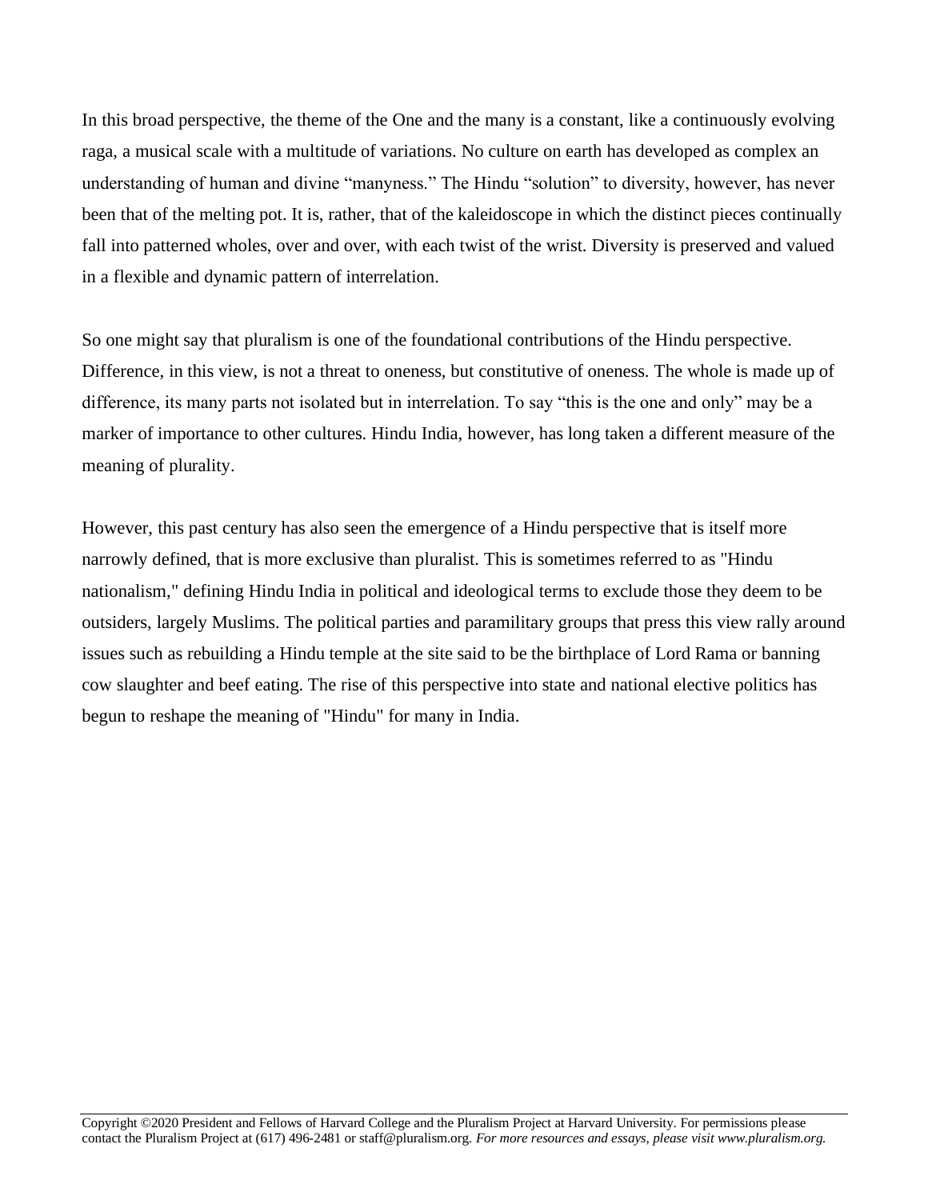In this broad perspective, the theme of the One and the many is a constant, like a continuously evolving raga, a musical scale with a multitude of variations. No culture on earth has developed as complex an understanding of human and divine "manyness." The Hindu "solution" to diversity, however, has never been that of the melting pot. It is, rather, that of the kaleidoscope in which the distinct pieces continually fall into patterned wholes, over and over, with each twist of the wrist. Diversity is preserved and valued in a flexible and dynamic pattern of interrelation.

So one might say that pluralism is one of the foundational contributions of the Hindu perspective. Difference, in this view, is not a threat to oneness, but constitutive of oneness. The whole is made up of difference, its many parts not isolated but in interrelation. To say "this is the one and only" may be a marker of importance to other cultures. Hindu India, however, has long taken a different measure of the meaning of plurality.

However, this past century has also seen the emergence of a Hindu perspective that is itself more narrowly defined, that is more exclusive than pluralist. This is sometimes referred to as "Hindu nationalism," defining Hindu India in political and ideological terms to exclude those they deem to be outsiders, largely Muslims. The political parties and paramilitary groups that press this view rally around issues such as rebuilding a Hindu temple at the site said to be the birthplace of Lord Rama or banning cow slaughter and beef eating. The rise of this perspective into state and national elective politics has begun to reshape the meaning of "Hindu" for many in India.

Copyright ©2020 President and Fellows of Harvard College and the Pluralism Project at Harvard University. For permissions please contact the Pluralism Project at (617) 496-2481 or staff@pluralism.org. *For more resources and essays, please visit www.pluralism.org.*